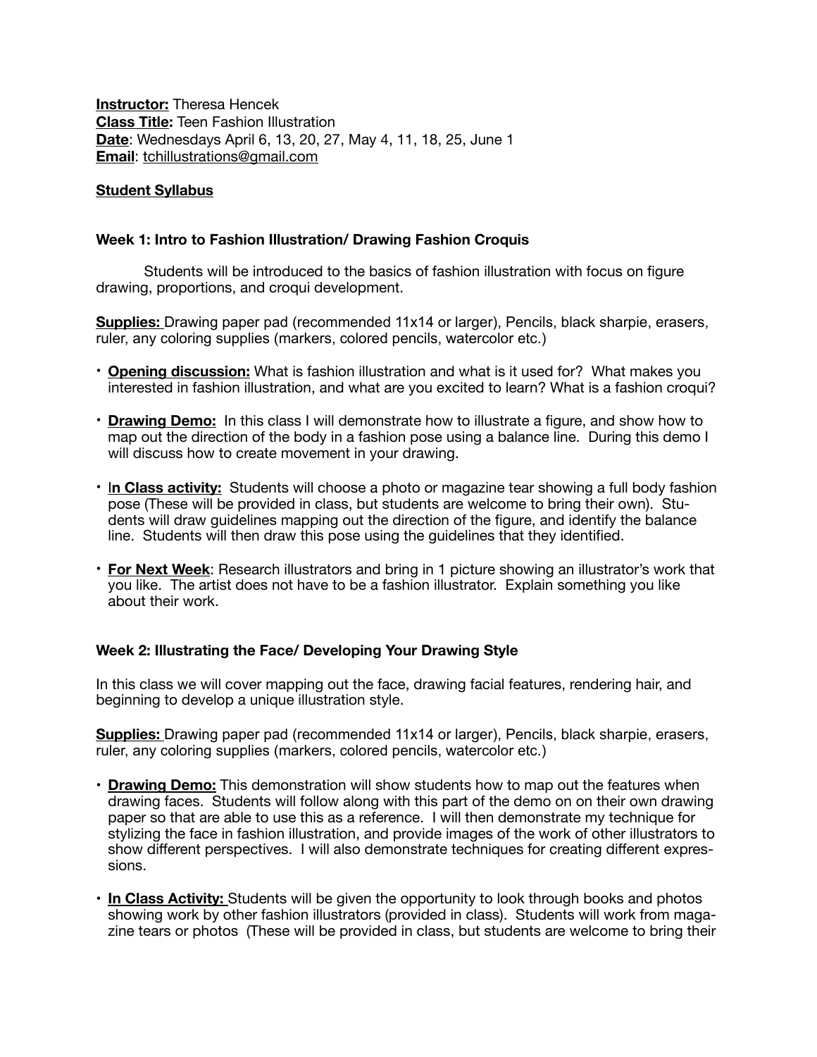**Instructor:** Theresa Hencek
**Class Title:** Teen Fashion Illustration
**Date**: Wednesdays April 6, 13, 20, 27, May 4, 11, 18, 25, June 1
**Email**: tchillustrations@gmail.com

**Student Syllabus**

### Week 1: Intro to Fashion Illustration/ Drawing Fashion Croquis

Students will be introduced to the basics of fashion illustration with focus on figure drawing, proportions, and croqui development.

**Supplies:** Drawing paper pad (recommended 11x14 or larger), Pencils, black sharpie, erasers, ruler, any coloring supplies (markers, colored pencils, watercolor etc.)

- **Opening discussion:** What is fashion illustration and what is it used for? What makes you interested in fashion illustration, and what are you excited to learn? What is a fashion croqui?
- **Drawing Demo:** In this class I will demonstrate how to illustrate a figure, and show how to map out the direction of the body in a fashion pose using a balance line. During this demo I will discuss how to create movement in your drawing.
- **In Class activity:** Students will choose a photo or magazine tear showing a full body fashion pose (These will be provided in class, but students are welcome to bring their own). Students will draw guidelines mapping out the direction of the figure, and identify the balance line. Students will then draw this pose using the guidelines that they identified.
- **For Next Week**: Research illustrators and bring in 1 picture showing an illustrator's work that you like. The artist does not have to be a fashion illustrator. Explain something you like about their work.

### Week 2: Illustrating the Face/ Developing Your Drawing Style

In this class we will cover mapping out the face, drawing facial features, rendering hair, and beginning to develop a unique illustration style.

**Supplies:** Drawing paper pad (recommended 11x14 or larger), Pencils, black sharpie, erasers, ruler, any coloring supplies (markers, colored pencils, watercolor etc.)

- **Drawing Demo:** This demonstration will show students how to map out the features when drawing faces. Students will follow along with this part of the demo on on their own drawing paper so that are able to use this as a reference. I will then demonstrate my technique for stylizing the face in fashion illustration, and provide images of the work of other illustrators to show different perspectives. I will also demonstrate techniques for creating different expressions.
- **In Class Activity:** Students will be given the opportunity to look through books and photos showing work by other fashion illustrators (provided in class). Students will work from magazine tears or photos (These will be provided in class, but students are welcome to bring their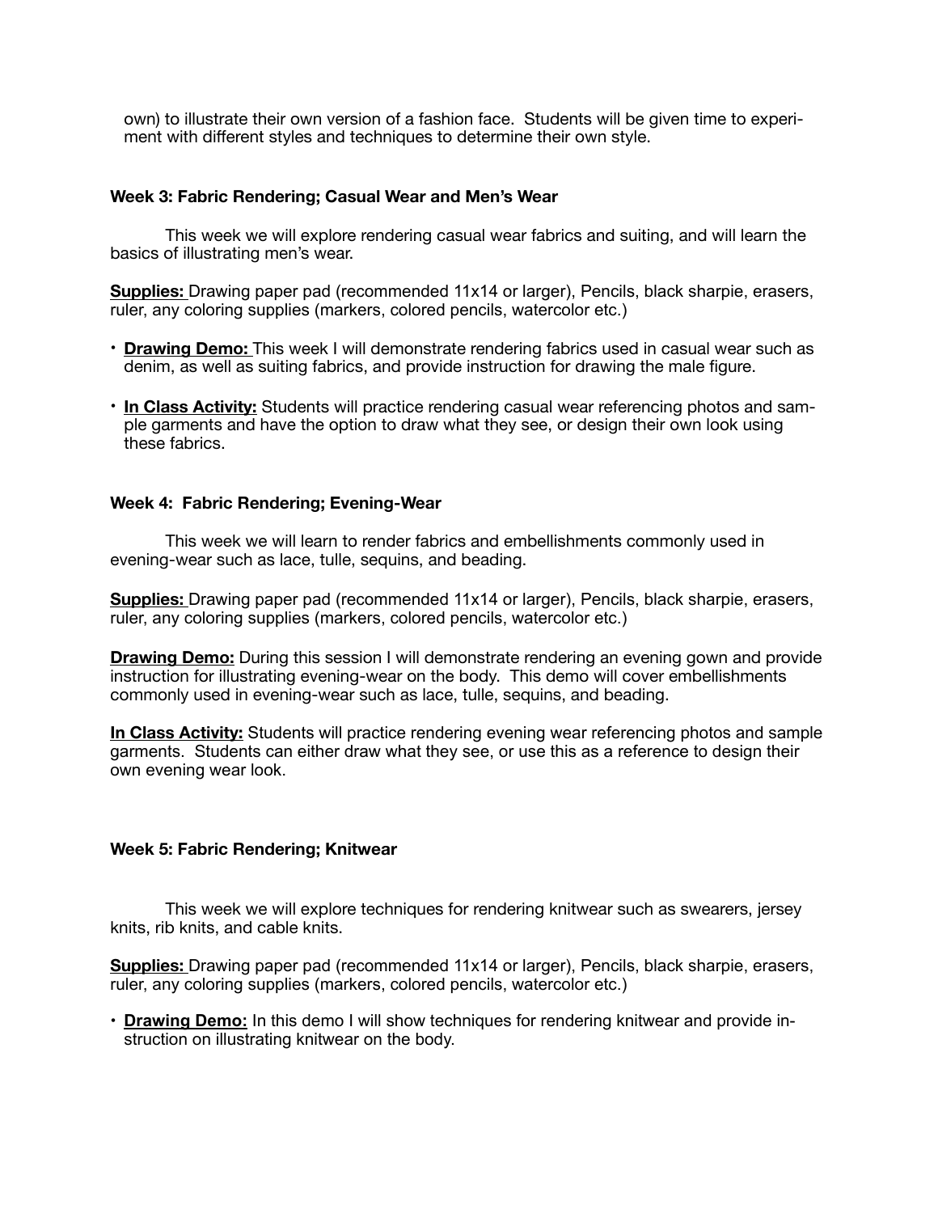own) to illustrate their own version of a fashion face. Students will be given time to experiment with different styles and techniques to determine their own style.

**Week 3: Fabric Rendering; Casual Wear and Men's Wear**

This week we will explore rendering casual wear fabrics and suiting, and will learn the basics of illustrating men's wear.

**Supplies:** Drawing paper pad (recommended 11x14 or larger), Pencils, black sharpie, erasers, ruler, any coloring supplies (markers, colored pencils, watercolor etc.)

- **Drawing Demo:** This week I will demonstrate rendering fabrics used in casual wear such as denim, as well as suiting fabrics, and provide instruction for drawing the male figure.
- **In Class Activity:** Students will practice rendering casual wear referencing photos and sample garments and have the option to draw what they see, or design their own look using these fabrics.

**Week 4: Fabric Rendering; Evening-Wear**

This week we will learn to render fabrics and embellishments commonly used in evening-wear such as lace, tulle, sequins, and beading.

**Supplies:** Drawing paper pad (recommended 11x14 or larger), Pencils, black sharpie, erasers, ruler, any coloring supplies (markers, colored pencils, watercolor etc.)

**Drawing Demo:** During this session I will demonstrate rendering an evening gown and provide instruction for illustrating evening-wear on the body. This demo will cover embellishments commonly used in evening-wear such as lace, tulle, sequins, and beading.

**In Class Activity:** Students will practice rendering evening wear referencing photos and sample garments. Students can either draw what they see, or use this as a reference to design their own evening wear look.

**Week 5: Fabric Rendering; Knitwear**

This week we will explore techniques for rendering knitwear such as swearers, jersey knits, rib knits, and cable knits.

**Supplies:** Drawing paper pad (recommended 11x14 or larger), Pencils, black sharpie, erasers, ruler, any coloring supplies (markers, colored pencils, watercolor etc.)

- **Drawing Demo:** In this demo I will show techniques for rendering knitwear and provide instruction on illustrating knitwear on the body.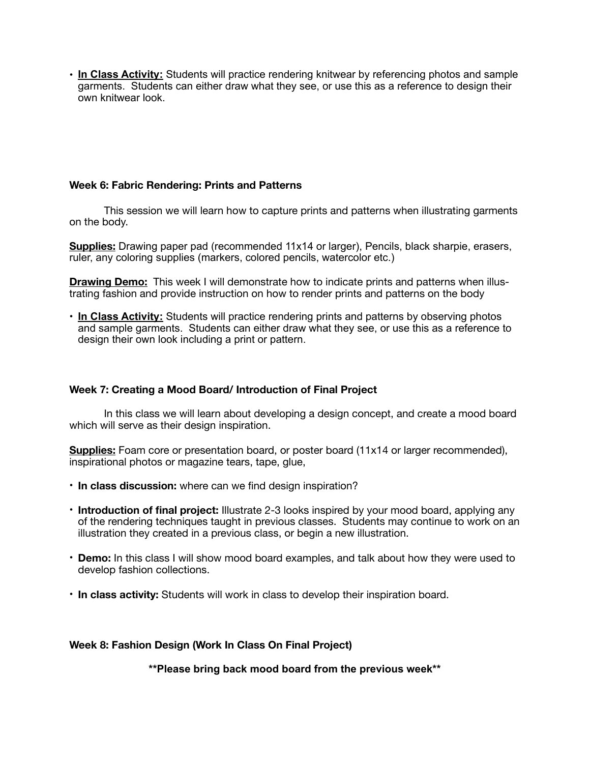- **In Class Activity:** Students will practice rendering knitwear by referencing photos and sample garments. Students can either draw what they see, or use this as a reference to design their own knitwear look.

### Week 6: Fabric Rendering: Prints and Patterns

This session we will learn how to capture prints and patterns when illustrating garments on the body.

**Supplies:** Drawing paper pad (recommended 11x14 or larger), Pencils, black sharpie, erasers, ruler, any coloring supplies (markers, colored pencils, watercolor etc.)

**Drawing Demo:** This week I will demonstrate how to indicate prints and patterns when illustrating fashion and provide instruction on how to render prints and patterns on the body

- **In Class Activity:** Students will practice rendering prints and patterns by observing photos and sample garments. Students can either draw what they see, or use this as a reference to design their own look including a print or pattern.

### Week 7: Creating a Mood Board/ Introduction of Final Project

In this class we will learn about developing a design concept, and create a mood board which will serve as their design inspiration.

**Supplies:** Foam core or presentation board, or poster board (11x14 or larger recommended), inspirational photos or magazine tears, tape, glue,

- **In class discussion:** where can we find design inspiration?
- **Introduction of final project:** Illustrate 2-3 looks inspired by your mood board, applying any of the rendering techniques taught in previous classes. Students may continue to work on an illustration they created in a previous class, or begin a new illustration.
- **Demo:** In this class I will show mood board examples, and talk about how they were used to develop fashion collections.
- **In class activity:** Students will work in class to develop their inspiration board.

### Week 8: Fashion Design (Work In Class On Final Project)

**\*\*Please bring back mood board from the previous week\*\***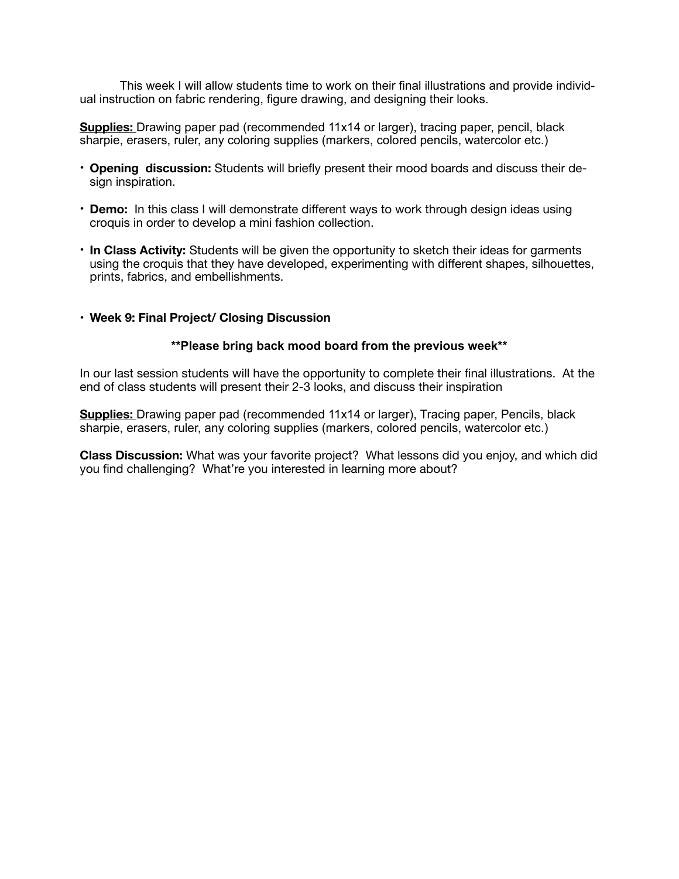This week I will allow students time to work on their final illustrations and provide individual instruction on fabric rendering, figure drawing, and designing their looks.

**Supplies:** Drawing paper pad (recommended 11x14 or larger), tracing paper, pencil, black sharpie, erasers, ruler, any coloring supplies (markers, colored pencils, watercolor etc.)

- **Opening discussion:** Students will briefly present their mood boards and discuss their design inspiration.
- **Demo:** In this class I will demonstrate different ways to work through design ideas using croquis in order to develop a mini fashion collection.
- **In Class Activity:** Students will be given the opportunity to sketch their ideas for garments using the croquis that they have developed, experimenting with different shapes, silhouettes, prints, fabrics, and embellishments.

- **Week 9: Final Project/ Closing Discussion**

**\*\*Please bring back mood board from the previous week\*\***

In our last session students will have the opportunity to complete their final illustrations. At the end of class students will present their 2-3 looks, and discuss their inspiration

**Supplies:** Drawing paper pad (recommended 11x14 or larger), Tracing paper, Pencils, black sharpie, erasers, ruler, any coloring supplies (markers, colored pencils, watercolor etc.)

**Class Discussion:** What was your favorite project? What lessons did you enjoy, and which did you find challenging? What're you interested in learning more about?